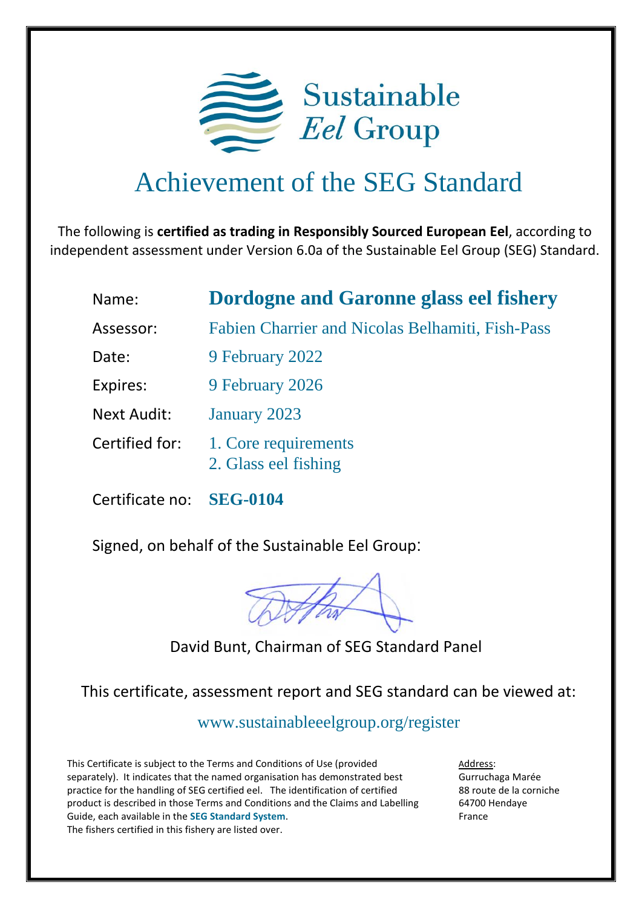Sustainable *Eel* Group

# Achievement of the SEG Standard

The following is **certified as trading in Responsibly Sourced European Eel**, according to independent assessment under Version 6.0a of the Sustainable Eel Group (SEG) Standard.

| | |
|---|---|
| Name: | **Dordogne and Garonne glass eel fishery** |
| Assessor: | Fabien Charrier and Nicolas Belhamiti, Fish-Pass |
| Date: | 9 February 2022 |
| Expires: | 9 February 2026 |
| Next Audit: | January 2023 |
| Certified for: | 1. Core requirements<br>2. Glass eel fishing |
| Certificate no: | **SEG-0104** |

Signed, on behalf of the Sustainable Eel Group:

David Bunt, Chairman of SEG Standard Panel

This certificate, assessment report and SEG standard can be viewed at:

www.sustainableeelgroup.org/register

This Certificate is subject to the Terms and Conditions of Use (provided separately). It indicates that the named organisation has demonstrated best practice for the handling of SEG certified eel. The identification of certified product is described in those Terms and Conditions and the Claims and Labelling Guide, each available in the **SEG Standard System**.
The fishers certified in this fishery are listed over.

Address:
Gurruchaga Marée
88 route de la corniche
64700 Hendaye
France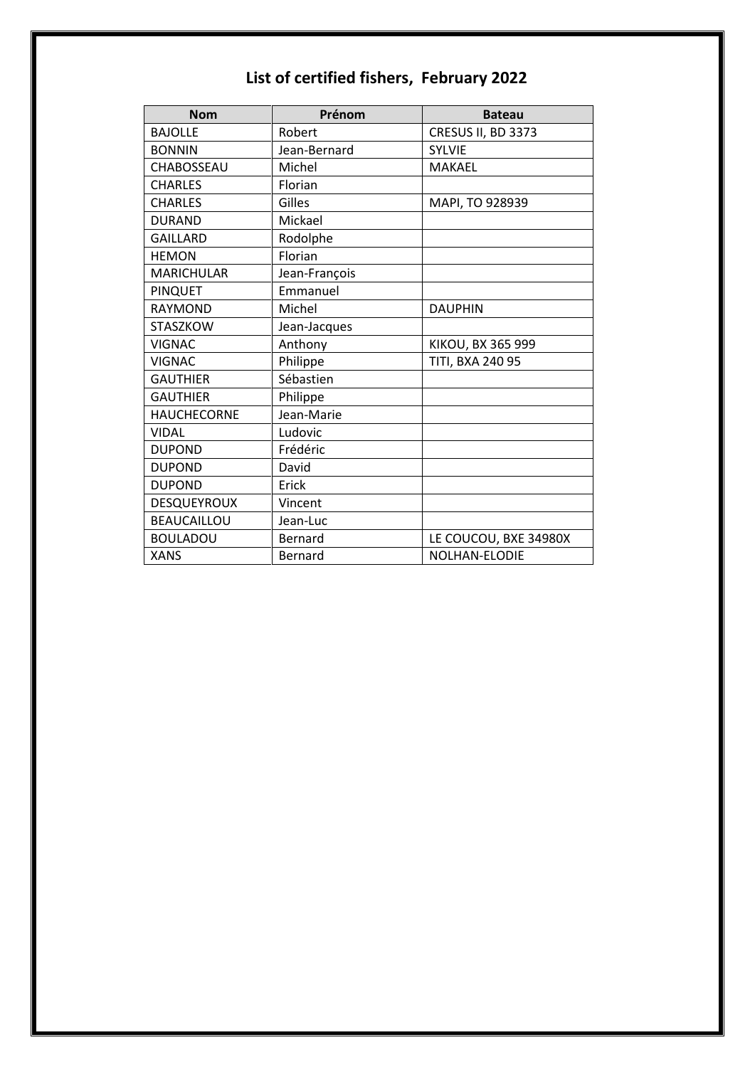# List of certified fishers, February 2022

| Nom | Prénom | Bateau |
|---|---|---|
| BAJOLLE | Robert | CRESUS II, BD 3373 |
| BONNIN | Jean-Bernard | SYLVIE |
| CHABOSSEAU | Michel | MAKAEL |
| CHARLES | Florian | |
| CHARLES | Gilles | MAPI, TO 928939 |
| DURAND | Mickael | |
| GAILLARD | Rodolphe | |
| HEMON | Florian | |
| MARICHULAR | Jean-François | |
| PINQUET | Emmanuel | |
| RAYMOND | Michel | DAUPHIN |
| STASZKOW | Jean-Jacques | |
| VIGNAC | Anthony | KIKOU, BX 365 999 |
| VIGNAC | Philippe | TITI, BXA 240 95 |
| GAUTHIER | Sébastien | |
| GAUTHIER | Philippe | |
| HAUCHECORNE | Jean-Marie | |
| VIDAL | Ludovic | |
| DUPOND | Frédéric | |
| DUPOND | David | |
| DUPOND | Erick | |
| DESQUEYROUX | Vincent | |
| BEAUCAILLOU | Jean-Luc | |
| BOULADOU | Bernard | LE COUCOU, BXE 34980X |
| XANS | Bernard | NOLHAN-ELODIE |